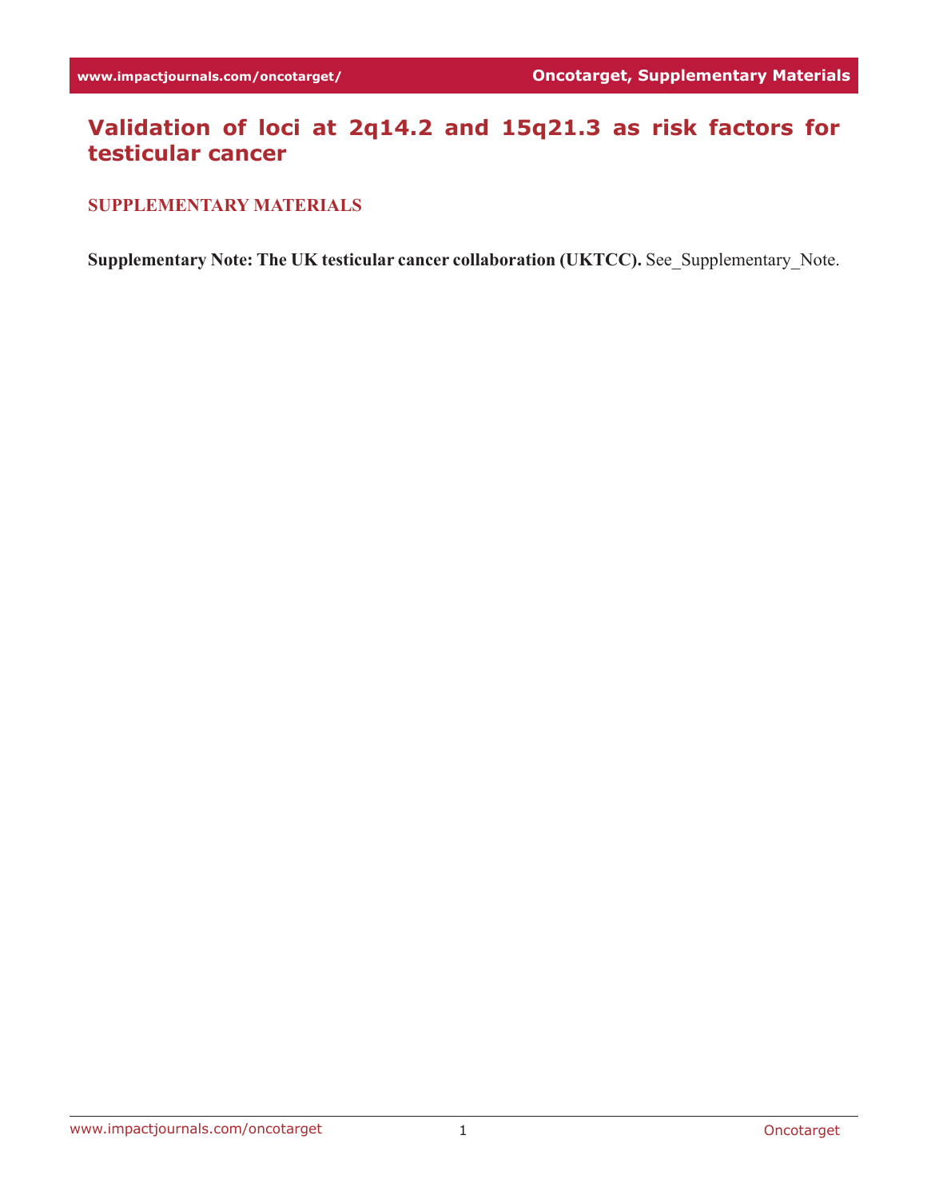# Validation of loci at 2q14.2 and 15q21.3 as risk factors for testicular cancer

## SUPPLEMENTARY MATERIALS

**Supplementary Note: The UK testicular cancer collaboration (UKTCC).** See_Supplementary_Note.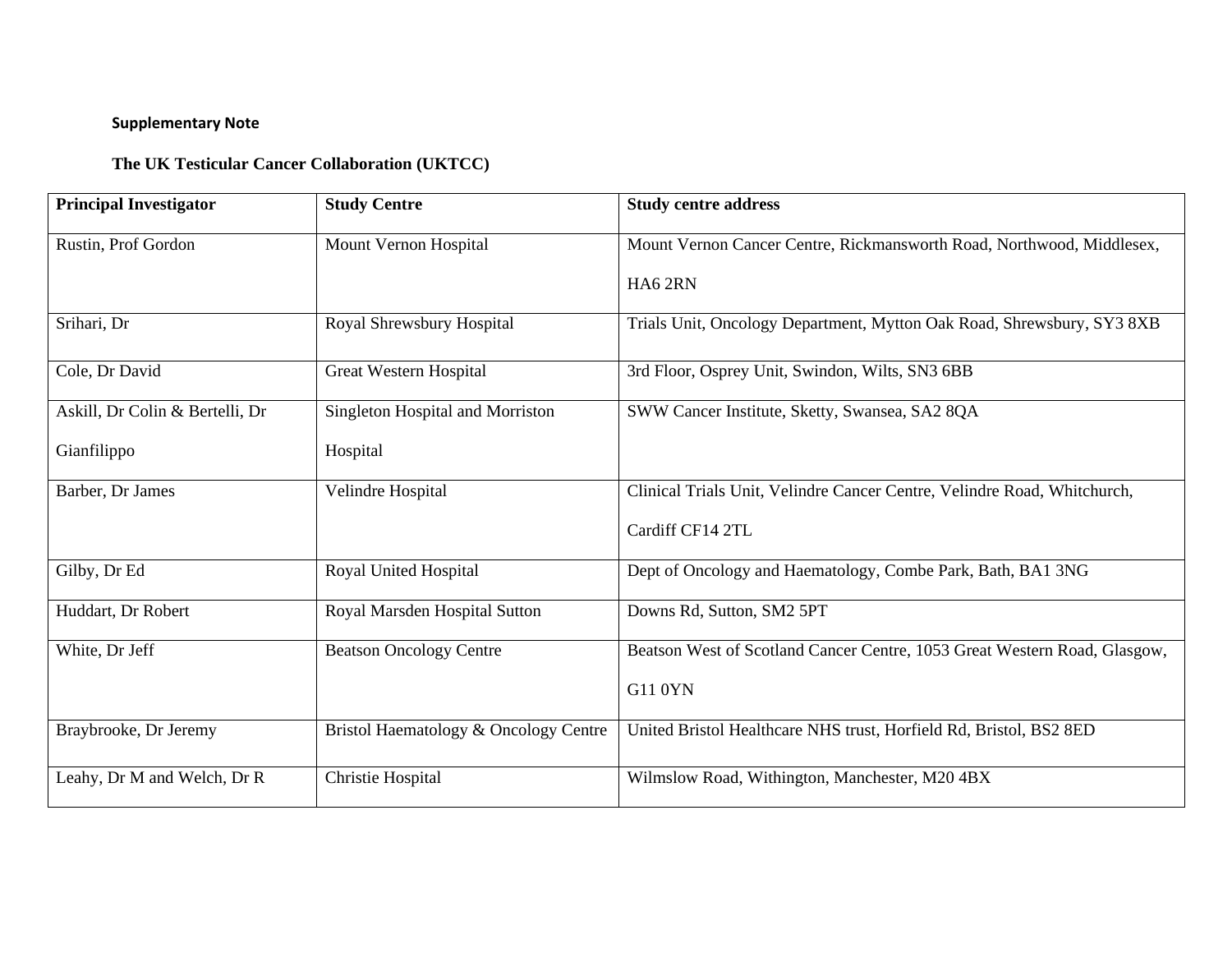**Supplementary Note**

**The UK Testicular Cancer Collaboration (UKTCC)**

| Principal Investigator | Study Centre | Study centre address |
|---|---|---|
| Rustin, Prof Gordon | Mount Vernon Hospital | Mount Vernon Cancer Centre, Rickmansworth Road, Northwood, Middlesex, HA6 2RN |
| Srihari, Dr | Royal Shrewsbury Hospital | Trials Unit, Oncology Department, Mytton Oak Road, Shrewsbury, SY3 8XB |
| Cole, Dr David | Great Western Hospital | 3rd Floor, Osprey Unit, Swindon, Wilts, SN3 6BB |
| Askill, Dr Colin & Bertelli, Dr Gianfilippo | Singleton Hospital and Morriston Hospital | SWW Cancer Institute, Sketty, Swansea, SA2 8QA |
| Barber, Dr James | Velindre Hospital | Clinical Trials Unit, Velindre Cancer Centre, Velindre Road, Whitchurch, Cardiff CF14 2TL |
| Gilby, Dr Ed | Royal United Hospital | Dept of Oncology and Haematology, Combe Park, Bath, BA1 3NG |
| Huddart, Dr Robert | Royal Marsden Hospital Sutton | Downs Rd, Sutton, SM2 5PT |
| White, Dr Jeff | Beatson Oncology Centre | Beatson West of Scotland Cancer Centre, 1053 Great Western Road, Glasgow, G11 0YN |
| Braybrooke, Dr Jeremy | Bristol Haematology & Oncology Centre | United Bristol Healthcare NHS trust, Horfield Rd, Bristol, BS2 8ED |
| Leahy, Dr M and Welch, Dr R | Christie Hospital | Wilmslow Road, Withington, Manchester, M20 4BX |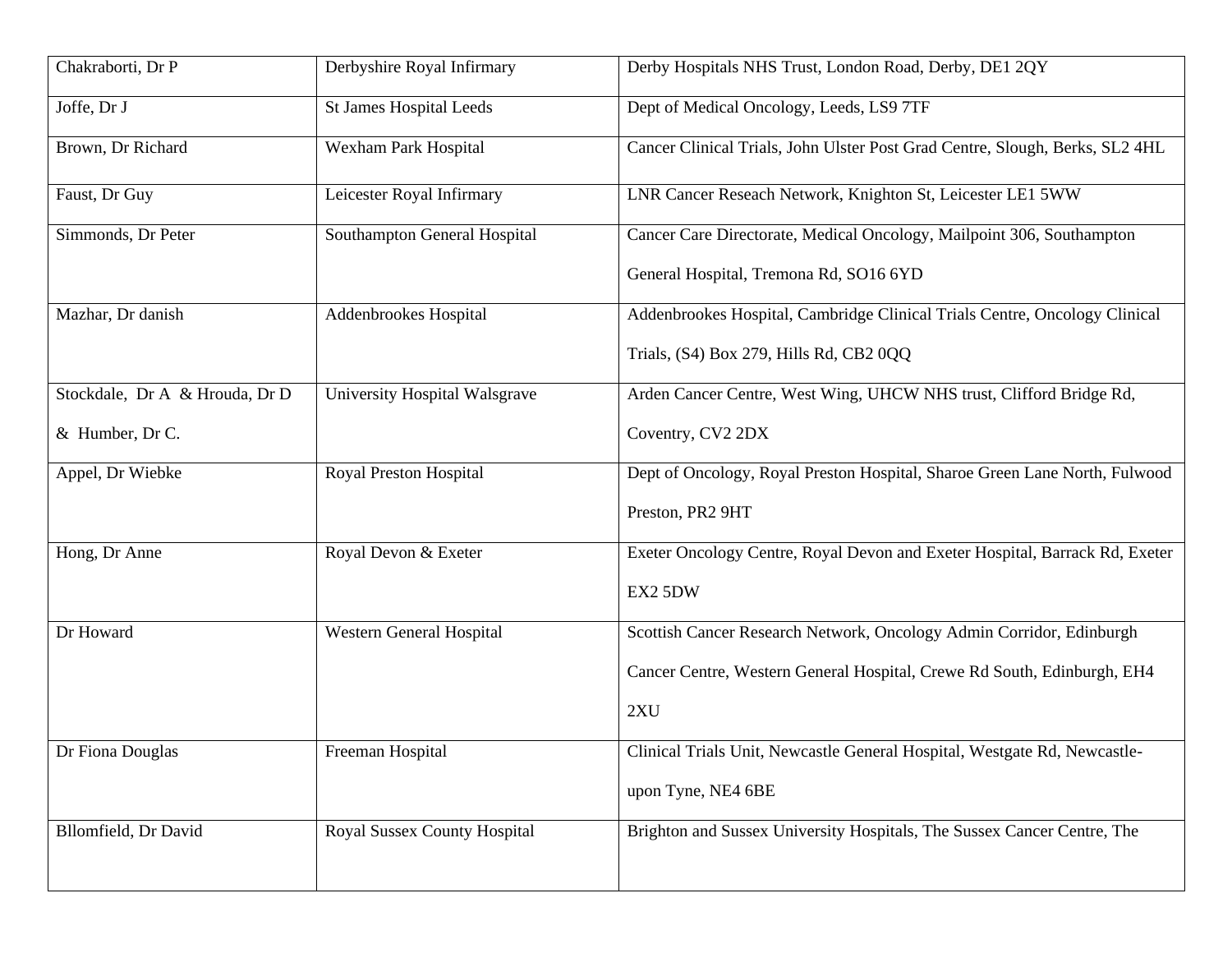| | | |
|---|---|---|
| Chakraborti, Dr P | Derbyshire Royal Infirmary | Derby Hospitals NHS Trust, London Road, Derby, DE1 2QY |
| Joffe, Dr J | St James Hospital Leeds | Dept of Medical Oncology, Leeds, LS9 7TF |
| Brown, Dr Richard | Wexham Park Hospital | Cancer Clinical Trials, John Ulster Post Grad Centre, Slough, Berks, SL2 4HL |
| Faust, Dr Guy | Leicester Royal Infirmary | LNR Cancer Reseach Network, Knighton St, Leicester LE1 5WW |
| Simmonds, Dr Peter | Southampton General Hospital | Cancer Care Directorate, Medical Oncology, Mailpoint 306, Southampton General Hospital, Tremona Rd, SO16 6YD |
| Mazhar, Dr danish | Addenbrookes Hospital | Addenbrookes Hospital, Cambridge Clinical Trials Centre, Oncology Clinical Trials, (S4) Box 279, Hills Rd, CB2 0QQ |
| Stockdale, Dr A & Hrouda, Dr D & Humber, Dr C. | University Hospital Walsgrave | Arden Cancer Centre, West Wing, UHCW NHS trust, Clifford Bridge Rd, Coventry, CV2 2DX |
| Appel, Dr Wiebke | Royal Preston Hospital | Dept of Oncology, Royal Preston Hospital, Sharoe Green Lane North, Fulwood Preston, PR2 9HT |
| Hong, Dr Anne | Royal Devon & Exeter | Exeter Oncology Centre, Royal Devon and Exeter Hospital, Barrack Rd, Exeter EX2 5DW |
| Dr Howard | Western General Hospital | Scottish Cancer Research Network, Oncology Admin Corridor, Edinburgh Cancer Centre, Western General Hospital, Crewe Rd South, Edinburgh, EH4 2XU |
| Dr Fiona Douglas | Freeman Hospital | Clinical Trials Unit, Newcastle General Hospital, Westgate Rd, Newcastle-upon Tyne, NE4 6BE |
| Bllomfield, Dr David | Royal Sussex County Hospital | Brighton and Sussex University Hospitals, The Sussex Cancer Centre, The |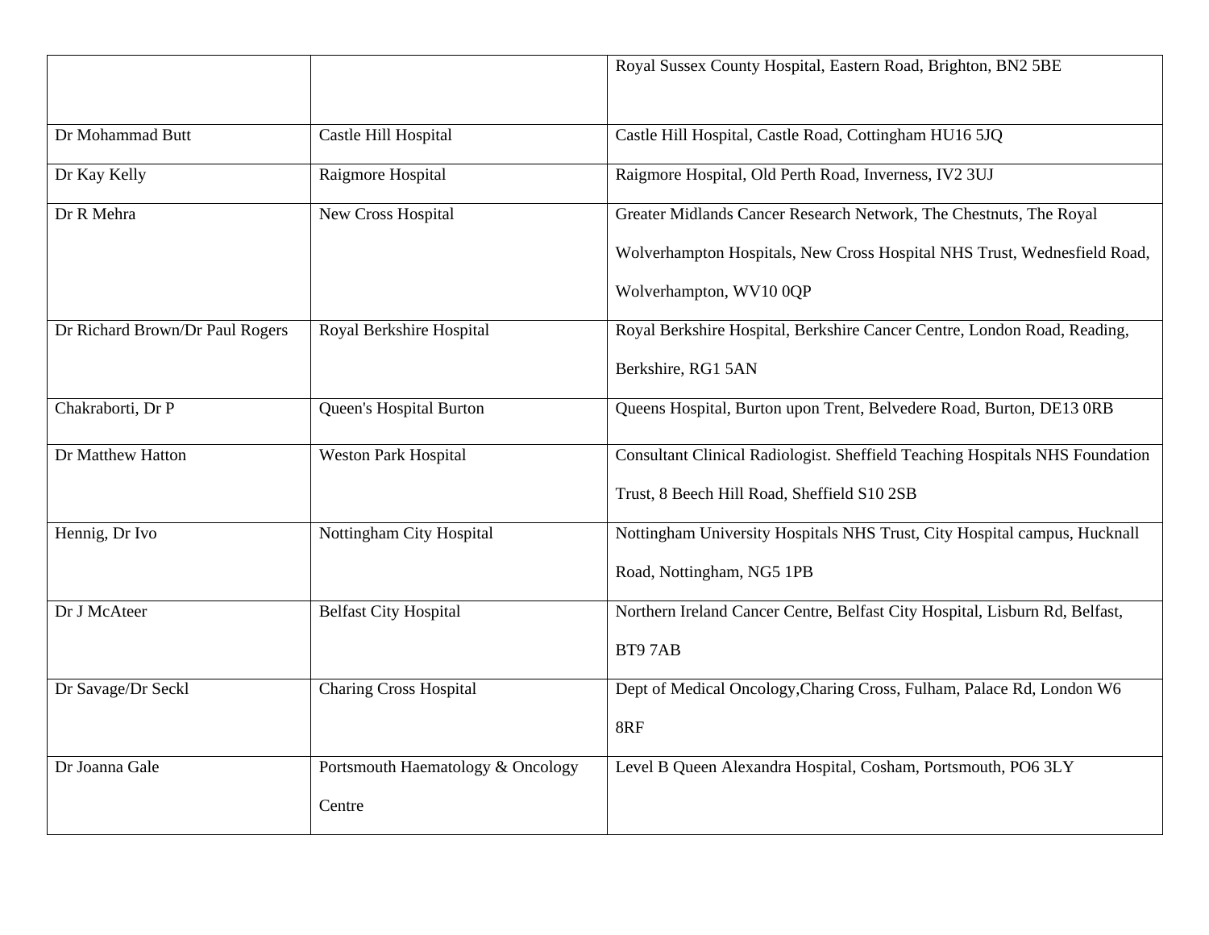| | | |
|---|---|---|
| | | Royal Sussex County Hospital, Eastern Road, Brighton, BN2 5BE |
| Dr Mohammad Butt | Castle Hill Hospital | Castle Hill Hospital, Castle Road, Cottingham HU16 5JQ |
| Dr Kay Kelly | Raigmore Hospital | Raigmore Hospital, Old Perth Road, Inverness, IV2 3UJ |
| Dr R Mehra | New Cross Hospital | Greater Midlands Cancer Research Network, The Chestnuts, The Royal Wolverhampton Hospitals, New Cross Hospital NHS Trust, Wednesfield Road, Wolverhampton, WV10 0QP |
| Dr Richard Brown/Dr Paul Rogers | Royal Berkshire Hospital | Royal Berkshire Hospital, Berkshire Cancer Centre, London Road, Reading, Berkshire, RG1 5AN |
| Chakraborti, Dr P | Queen's Hospital Burton | Queens Hospital, Burton upon Trent, Belvedere Road, Burton, DE13 0RB |
| Dr Matthew Hatton | Weston Park Hospital | Consultant Clinical Radiologist. Sheffield Teaching Hospitals NHS Foundation Trust, 8 Beech Hill Road, Sheffield S10 2SB |
| Hennig, Dr Ivo | Nottingham City Hospital | Nottingham University Hospitals NHS Trust, City Hospital campus, Hucknall Road, Nottingham, NG5 1PB |
| Dr J McAteer | Belfast City Hospital | Northern Ireland Cancer Centre, Belfast City Hospital, Lisburn Rd, Belfast, BT9 7AB |
| Dr Savage/Dr Seckl | Charing Cross Hospital | Dept of Medical Oncology,Charing Cross, Fulham, Palace Rd, London W6 8RF |
| Dr Joanna Gale | Portsmouth Haematology & Oncology Centre | Level B Queen Alexandra Hospital, Cosham, Portsmouth, PO6 3LY |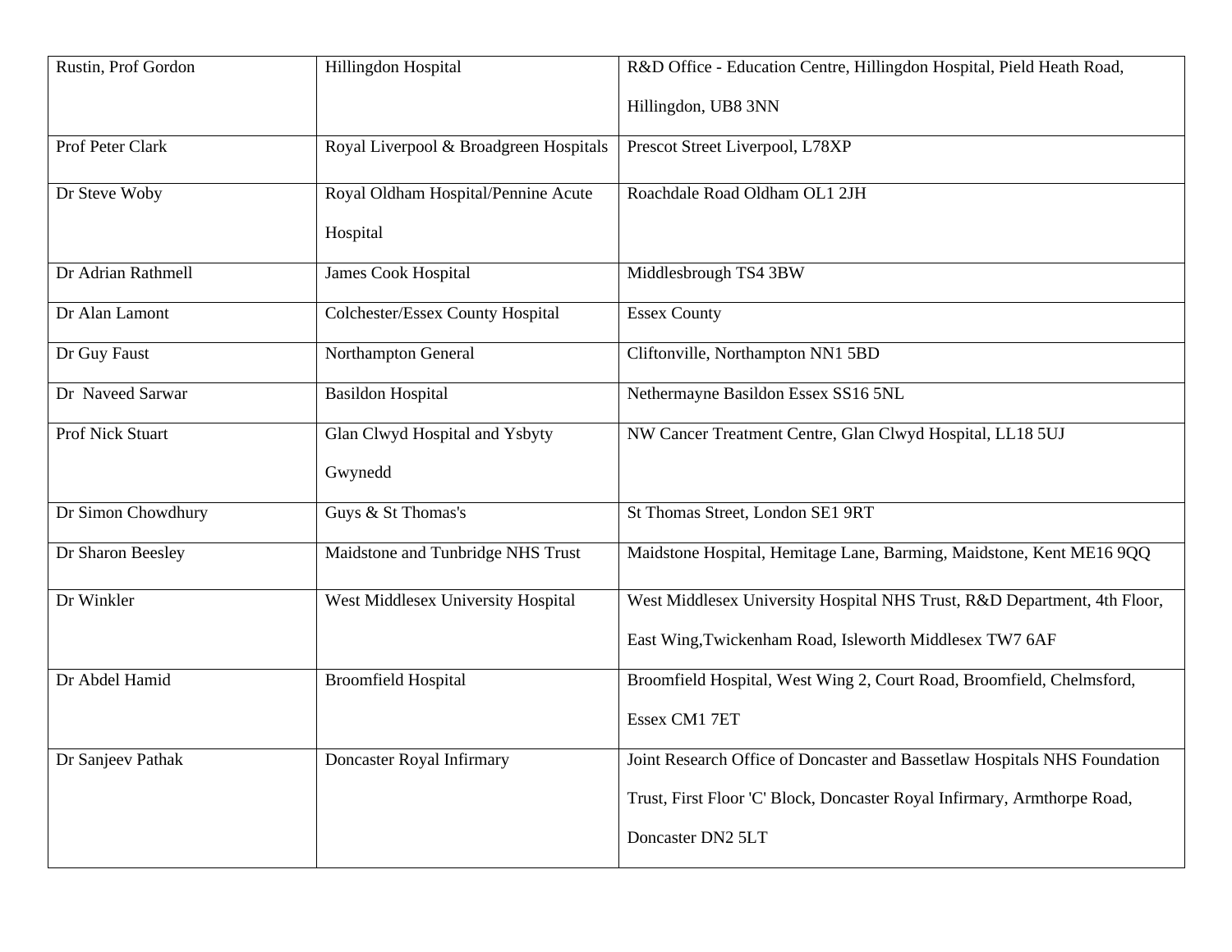| | | |
|---|---|---|
| Rustin, Prof Gordon | Hillingdon Hospital | R&D Office - Education Centre, Hillingdon Hospital, Pield Heath Road, Hillingdon, UB8 3NN |
| Prof Peter Clark | Royal Liverpool & Broadgreen Hospitals | Prescot Street Liverpool, L78XP |
| Dr Steve Woby | Royal Oldham Hospital/Pennine Acute Hospital | Roachdale Road Oldham OL1 2JH |
| Dr Adrian Rathmell | James Cook Hospital | Middlesbrough TS4 3BW |
| Dr Alan Lamont | Colchester/Essex County Hospital | Essex County |
| Dr Guy Faust | Northampton General | Cliftonville, Northampton NN1 5BD |
| Dr Naveed Sarwar | Basildon Hospital | Nethermayne Basildon Essex SS16 5NL |
| Prof Nick Stuart | Glan Clwyd Hospital and Ysbyty Gwynedd | NW Cancer Treatment Centre, Glan Clwyd Hospital, LL18 5UJ |
| Dr Simon Chowdhury | Guys & St Thomas's | St Thomas Street, London SE1 9RT |
| Dr Sharon Beesley | Maidstone and Tunbridge NHS Trust | Maidstone Hospital, Hemitage Lane, Barming, Maidstone, Kent ME16 9QQ |
| Dr Winkler | West Middlesex University Hospital | West Middlesex University Hospital NHS Trust, R&D Department, 4th Floor, East Wing,Twickenham Road, Isleworth Middlesex TW7 6AF |
| Dr Abdel Hamid | Broomfield Hospital | Broomfield Hospital, West Wing 2, Court Road, Broomfield, Chelmsford, Essex CM1 7ET |
| Dr Sanjeev Pathak | Doncaster Royal Infirmary | Joint Research Office of Doncaster and Bassetlaw Hospitals NHS Foundation Trust, First Floor 'C' Block, Doncaster Royal Infirmary, Armthorpe Road, Doncaster DN2 5LT |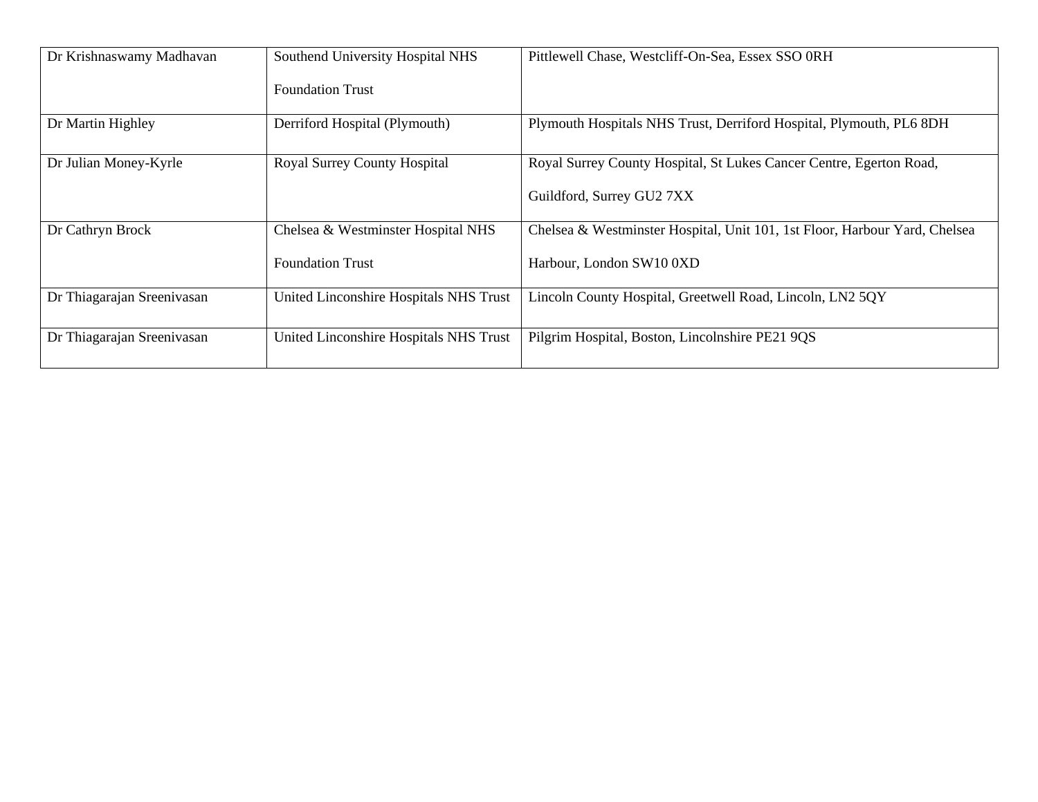| Dr Krishnaswamy Madhavan | Southend University Hospital NHS Foundation Trust | Pittlewell Chase, Westcliff-On-Sea, Essex SSO 0RH |
|---|---|---|
| Dr Martin Highley | Derriford Hospital (Plymouth) | Plymouth Hospitals NHS Trust, Derriford Hospital, Plymouth, PL6 8DH |
| Dr Julian Money-Kyrle | Royal Surrey County Hospital | Royal Surrey County Hospital, St Lukes Cancer Centre, Egerton Road, Guildford, Surrey GU2 7XX |
| Dr Cathryn Brock | Chelsea & Westminster Hospital NHS Foundation Trust | Chelsea & Westminster Hospital, Unit 101, 1st Floor, Harbour Yard, Chelsea Harbour, London SW10 0XD |
| Dr Thiagarajan Sreenivasan | United Linconshire Hospitals NHS Trust | Lincoln County Hospital, Greetwell Road, Lincoln, LN2 5QY |
| Dr Thiagarajan Sreenivasan | United Linconshire Hospitals NHS Trust | Pilgrim Hospital, Boston, Lincolnshire PE21 9QS |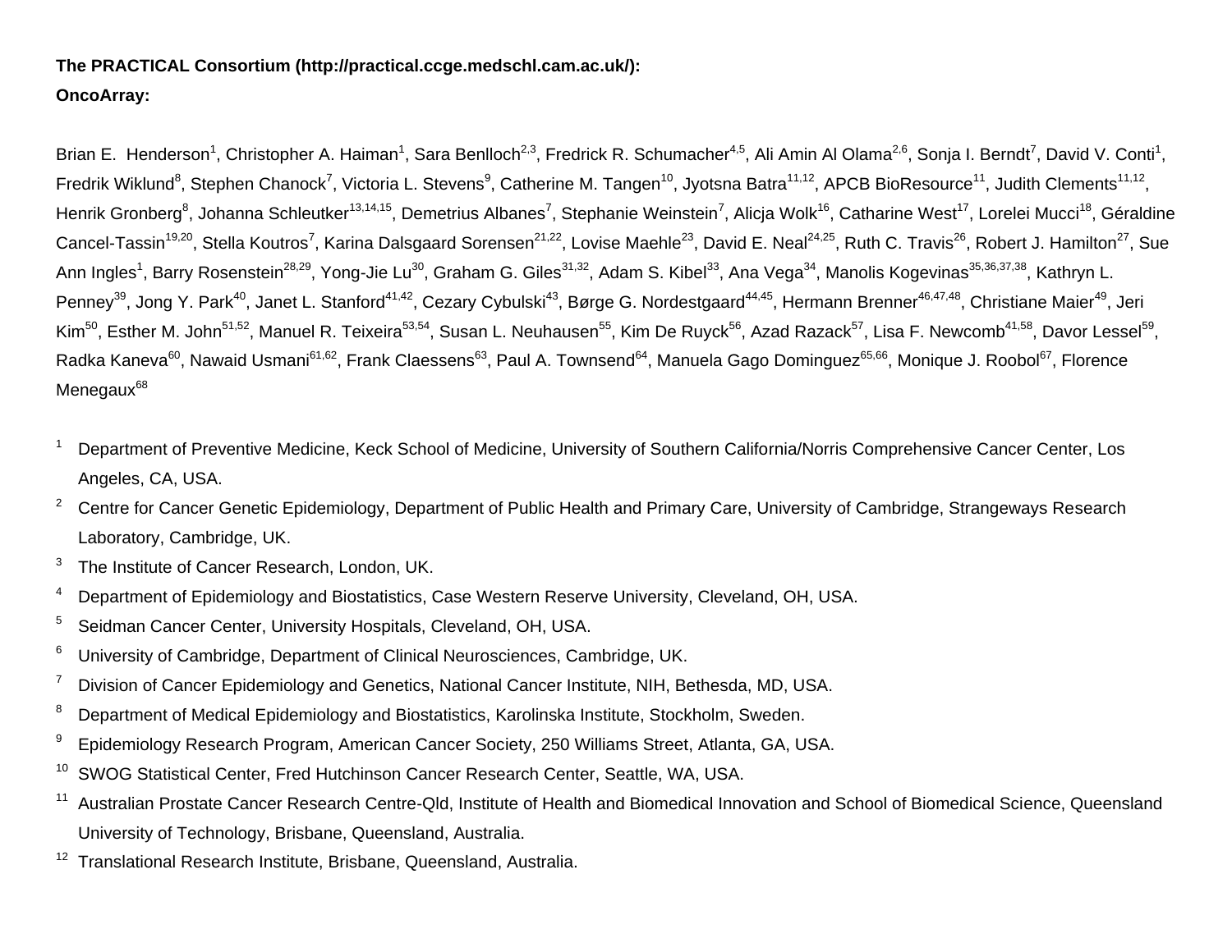**The PRACTICAL Consortium (http://practical.ccge.medschl.cam.ac.uk/):**

**OncoArray:**

Brian E. Henderson[1], Christopher A. Haiman[1], Sara Benlloch[2,3], Fredrick R. Schumacher[4,5], Ali Amin Al Olama[2,6], Sonja I. Berndt[7], David V. Conti[1], Fredrik Wiklund[8], Stephen Chanock[7], Victoria L. Stevens[9], Catherine M. Tangen[10], Jyotsna Batra[11,12], APCB BioResource[11], Judith Clements[11,12], Henrik Gronberg[8], Johanna Schleutker[13,14,15], Demetrius Albanes[7], Stephanie Weinstein[7], Alicja Wolk[16], Catharine West[17], Lorelei Mucci[18], Géraldine Cancel-Tassin[19,20], Stella Koutros[7], Karina Dalsgaard Sorensen[21,22], Lovise Maehle[23], David E. Neal[24,25], Ruth C. Travis[26], Robert J. Hamilton[27], Sue Ann Ingles[1], Barry Rosenstein[28,29], Yong-Jie Lu[30], Graham G. Giles[31,32], Adam S. Kibel[33], Ana Vega[34], Manolis Kogevinas[35,36,37,38], Kathryn L. Penney[39], Jong Y. Park[40], Janet L. Stanford[41,42], Cezary Cybulski[43], Børge G. Nordestgaard[44,45], Hermann Brenner[46,47,48], Christiane Maier[49], Jeri Kim[50], Esther M. John[51,52], Manuel R. Teixeira[53,54], Susan L. Neuhausen[55], Kim De Ruyck[56], Azad Razack[57], Lisa F. Newcomb[41,58], Davor Lessel[59], Radka Kaneva[60], Nawaid Usmani[61,62], Frank Claessens[63], Paul A. Townsend[64], Manuela Gago Dominguez[65,66], Monique J. Roobol[67], Florence Menegaux[68]

1. Department of Preventive Medicine, Keck School of Medicine, University of Southern California/Norris Comprehensive Cancer Center, Los Angeles, CA, USA.
2. Centre for Cancer Genetic Epidemiology, Department of Public Health and Primary Care, University of Cambridge, Strangeways Research Laboratory, Cambridge, UK.
3. The Institute of Cancer Research, London, UK.
4. Department of Epidemiology and Biostatistics, Case Western Reserve University, Cleveland, OH, USA.
5. Seidman Cancer Center, University Hospitals, Cleveland, OH, USA.
6. University of Cambridge, Department of Clinical Neurosciences, Cambridge, UK.
7. Division of Cancer Epidemiology and Genetics, National Cancer Institute, NIH, Bethesda, MD, USA.
8. Department of Medical Epidemiology and Biostatistics, Karolinska Institute, Stockholm, Sweden.
9. Epidemiology Research Program, American Cancer Society, 250 Williams Street, Atlanta, GA, USA.
10. SWOG Statistical Center, Fred Hutchinson Cancer Research Center, Seattle, WA, USA.
11. Australian Prostate Cancer Research Centre-Qld, Institute of Health and Biomedical Innovation and School of Biomedical Science, Queensland University of Technology, Brisbane, Queensland, Australia.
12. Translational Research Institute, Brisbane, Queensland, Australia.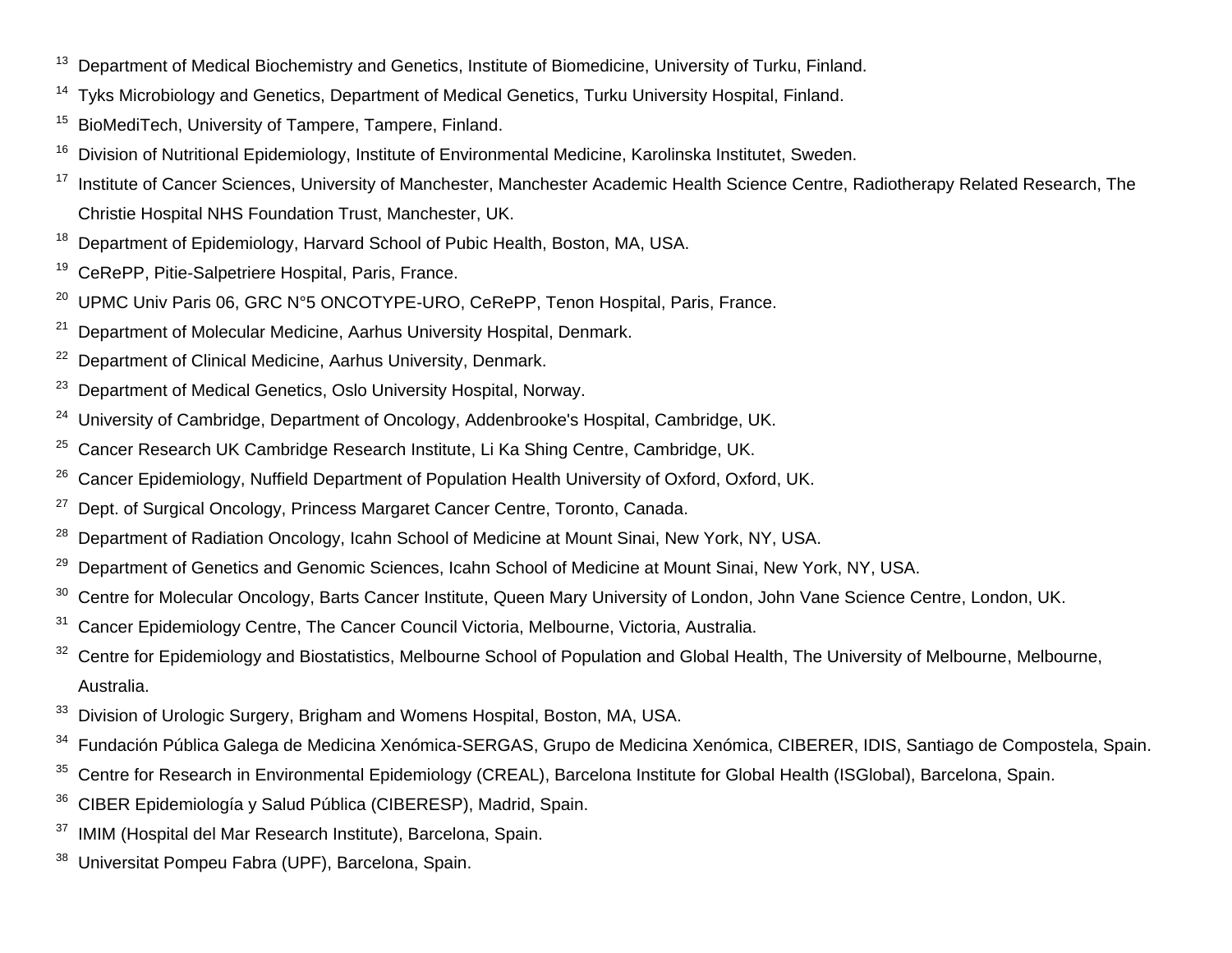[13] Department of Medical Biochemistry and Genetics, Institute of Biomedicine, University of Turku, Finland.

[14] Tyks Microbiology and Genetics, Department of Medical Genetics, Turku University Hospital, Finland.

[15] BioMediTech, University of Tampere, Tampere, Finland.

[16] Division of Nutritional Epidemiology, Institute of Environmental Medicine, Karolinska Institutet, Sweden.

[17] Institute of Cancer Sciences, University of Manchester, Manchester Academic Health Science Centre, Radiotherapy Related Research, The Christie Hospital NHS Foundation Trust, Manchester, UK.

[18] Department of Epidemiology, Harvard School of Pubic Health, Boston, MA, USA.

[19] CeRePP, Pitie-Salpetriere Hospital, Paris, France.

[20] UPMC Univ Paris 06, GRC N°5 ONCOTYPE-URO, CeRePP, Tenon Hospital, Paris, France.

[21] Department of Molecular Medicine, Aarhus University Hospital, Denmark.

[22] Department of Clinical Medicine, Aarhus University, Denmark.

[23] Department of Medical Genetics, Oslo University Hospital, Norway.

[24] University of Cambridge, Department of Oncology, Addenbrooke's Hospital, Cambridge, UK.

[25] Cancer Research UK Cambridge Research Institute, Li Ka Shing Centre, Cambridge, UK.

[26] Cancer Epidemiology, Nuffield Department of Population Health University of Oxford, Oxford, UK.

[27] Dept. of Surgical Oncology, Princess Margaret Cancer Centre, Toronto, Canada.

[28] Department of Radiation Oncology, Icahn School of Medicine at Mount Sinai, New York, NY, USA.

[29] Department of Genetics and Genomic Sciences, Icahn School of Medicine at Mount Sinai, New York, NY, USA.

[30] Centre for Molecular Oncology, Barts Cancer Institute, Queen Mary University of London, John Vane Science Centre, London, UK.

[31] Cancer Epidemiology Centre, The Cancer Council Victoria, Melbourne, Victoria, Australia.

[32] Centre for Epidemiology and Biostatistics, Melbourne School of Population and Global Health, The University of Melbourne, Melbourne, Australia.

[33] Division of Urologic Surgery, Brigham and Womens Hospital, Boston, MA, USA.

[34] Fundación Pública Galega de Medicina Xenómica-SERGAS, Grupo de Medicina Xenómica, CIBERER, IDIS, Santiago de Compostela, Spain.

[35] Centre for Research in Environmental Epidemiology (CREAL), Barcelona Institute for Global Health (ISGlobal), Barcelona, Spain.

[36] CIBER Epidemiología y Salud Pública (CIBERESP), Madrid, Spain.

[37] IMIM (Hospital del Mar Research Institute), Barcelona, Spain.

[38] Universitat Pompeu Fabra (UPF), Barcelona, Spain.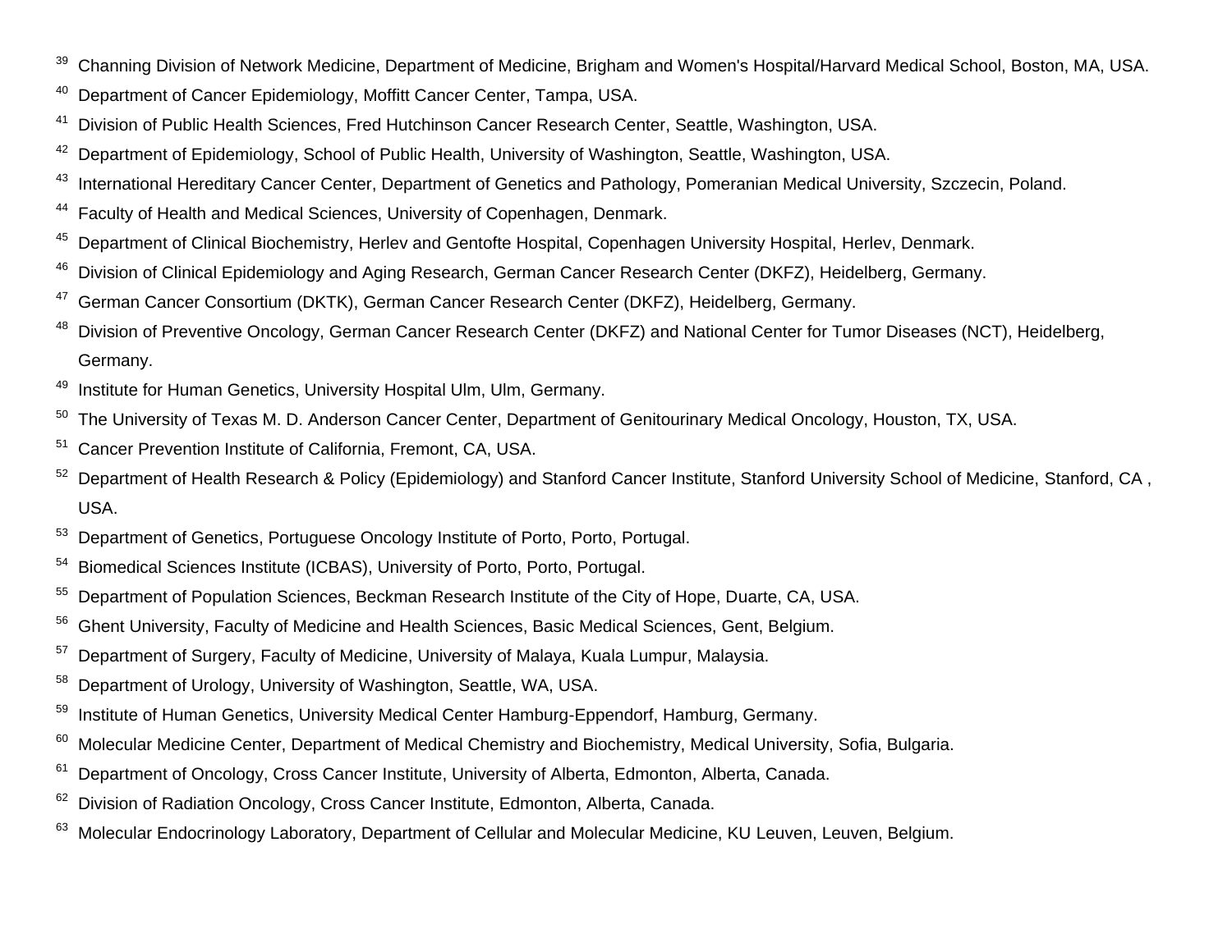[39] Channing Division of Network Medicine, Department of Medicine, Brigham and Women's Hospital/Harvard Medical School, Boston, MA, USA.

[40] Department of Cancer Epidemiology, Moffitt Cancer Center, Tampa, USA.

[41] Division of Public Health Sciences, Fred Hutchinson Cancer Research Center, Seattle, Washington, USA.

[42] Department of Epidemiology, School of Public Health, University of Washington, Seattle, Washington, USA.

[43] International Hereditary Cancer Center, Department of Genetics and Pathology, Pomeranian Medical University, Szczecin, Poland.

[44] Faculty of Health and Medical Sciences, University of Copenhagen, Denmark.

[45] Department of Clinical Biochemistry, Herlev and Gentofte Hospital, Copenhagen University Hospital, Herlev, Denmark.

[46] Division of Clinical Epidemiology and Aging Research, German Cancer Research Center (DKFZ), Heidelberg, Germany.

[47] German Cancer Consortium (DKTK), German Cancer Research Center (DKFZ), Heidelberg, Germany.

[48] Division of Preventive Oncology, German Cancer Research Center (DKFZ) and National Center for Tumor Diseases (NCT), Heidelberg, Germany.

[49] Institute for Human Genetics, University Hospital Ulm, Ulm, Germany.

[50] The University of Texas M. D. Anderson Cancer Center, Department of Genitourinary Medical Oncology, Houston, TX, USA.

[51] Cancer Prevention Institute of California, Fremont, CA, USA.

[52] Department of Health Research & Policy (Epidemiology) and Stanford Cancer Institute, Stanford University School of Medicine, Stanford, CA , USA.

[53] Department of Genetics, Portuguese Oncology Institute of Porto, Porto, Portugal.

[54] Biomedical Sciences Institute (ICBAS), University of Porto, Porto, Portugal.

[55] Department of Population Sciences, Beckman Research Institute of the City of Hope, Duarte, CA, USA.

[56] Ghent University, Faculty of Medicine and Health Sciences, Basic Medical Sciences, Gent, Belgium.

[57] Department of Surgery, Faculty of Medicine, University of Malaya, Kuala Lumpur, Malaysia.

[58] Department of Urology, University of Washington, Seattle, WA, USA.

[59] Institute of Human Genetics, University Medical Center Hamburg-Eppendorf, Hamburg, Germany.

[60] Molecular Medicine Center, Department of Medical Chemistry and Biochemistry, Medical University, Sofia, Bulgaria.

[61] Department of Oncology, Cross Cancer Institute, University of Alberta, Edmonton, Alberta, Canada.

[62] Division of Radiation Oncology, Cross Cancer Institute, Edmonton, Alberta, Canada.

[63] Molecular Endocrinology Laboratory, Department of Cellular and Molecular Medicine, KU Leuven, Leuven, Belgium.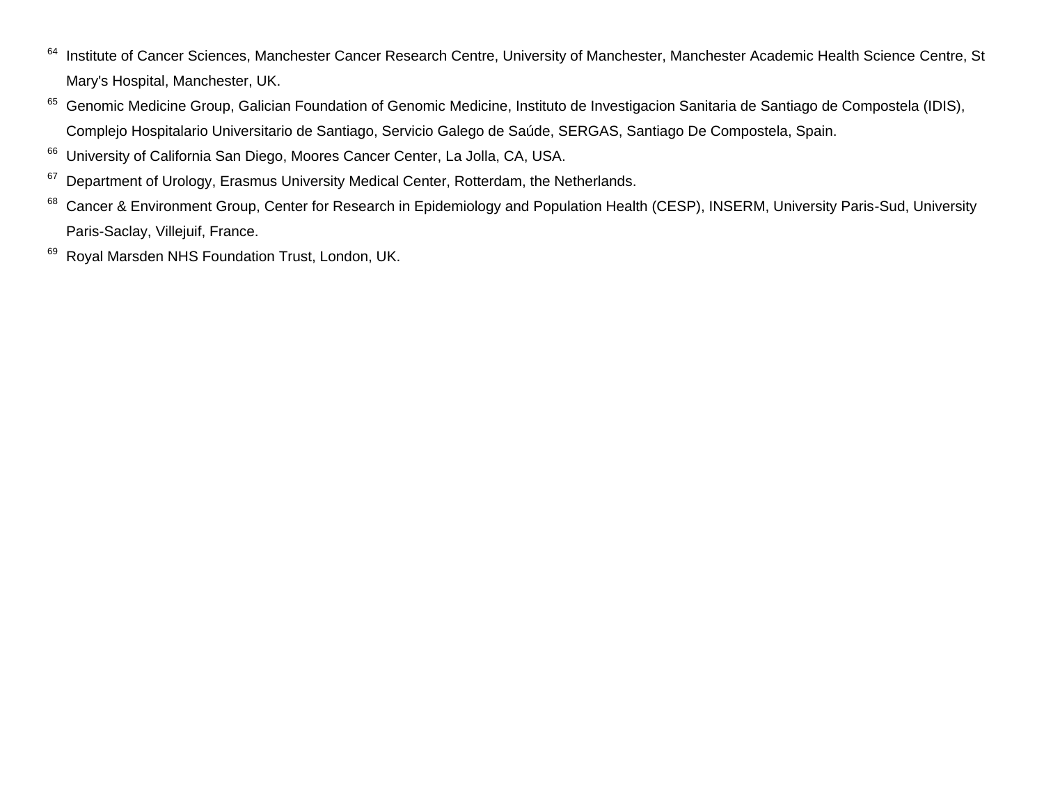[64] Institute of Cancer Sciences, Manchester Cancer Research Centre, University of Manchester, Manchester Academic Health Science Centre, St Mary's Hospital, Manchester, UK.

[65] Genomic Medicine Group, Galician Foundation of Genomic Medicine, Instituto de Investigacion Sanitaria de Santiago de Compostela (IDIS), Complejo Hospitalario Universitario de Santiago, Servicio Galego de Saúde, SERGAS, Santiago De Compostela, Spain.

[66] University of California San Diego, Moores Cancer Center, La Jolla, CA, USA.

[67] Department of Urology, Erasmus University Medical Center, Rotterdam, the Netherlands.

[68] Cancer & Environment Group, Center for Research in Epidemiology and Population Health (CESP), INSERM, University Paris-Sud, University Paris-Saclay, Villejuif, France.

[69] Royal Marsden NHS Foundation Trust, London, UK.